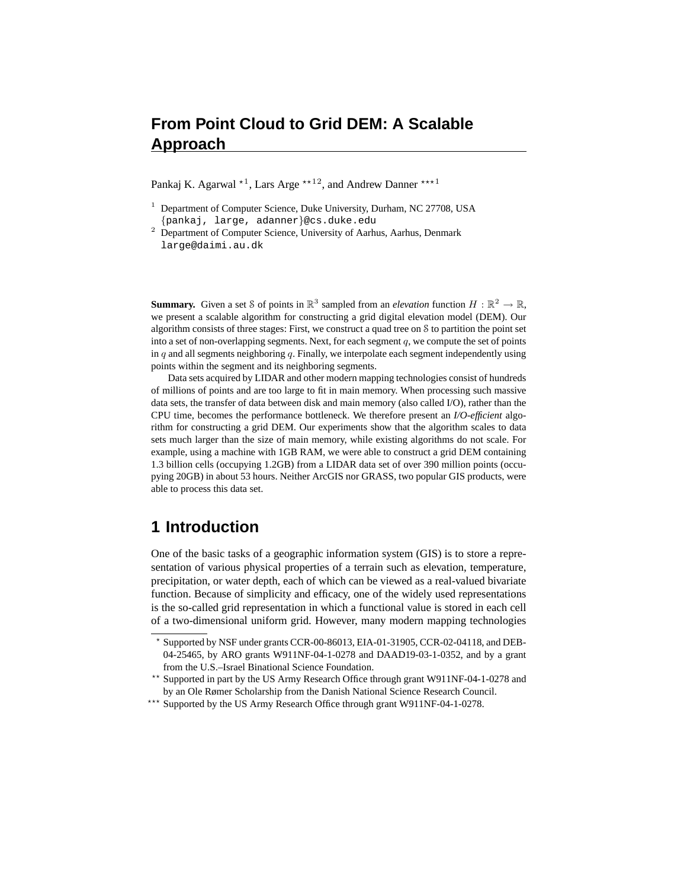# From Point Cloud to Grid DEM: A Scalable Approach

Pankaj K. Agarwal [⋆1], Lars Arge [⋆⋆12], and Andrew Danner [⋆⋆⋆1]

[1] Department of Computer Science, Duke University, Durham, NC 27708, USA
{pankaj, large, adanner}@cs.duke.edu

[2] Department of Computer Science, University of Aarhus, Aarhus, Denmark
large@daimi.au.dk

**Summary.** Given a set $\mathcal{S}$ of points in $\mathbb{R}^3$ sampled from an *elevation* function $H : \mathbb{R}^2 \rightarrow \mathbb{R}$, we present a scalable algorithm for constructing a grid digital elevation model (DEM). Our algorithm consists of three stages: First, we construct a quad tree on $\mathcal{S}$ to partition the point set into a set of non-overlapping segments. Next, for each segment $q$, we compute the set of points in $q$ and all segments neighboring $q$. Finally, we interpolate each segment independently using points within the segment and its neighboring segments.

Data sets acquired by LIDAR and other modern mapping technologies consist of hundreds of millions of points and are too large to fit in main memory. When processing such massive data sets, the transfer of data between disk and main memory (also called I/O), rather than the CPU time, becomes the performance bottleneck. We therefore present an *I/O-efficient* algorithm for constructing a grid DEM. Our experiments show that the algorithm scales to data sets much larger than the size of main memory, while existing algorithms do not scale. For example, using a machine with 1GB RAM, we were able to construct a grid DEM containing 1.3 billion cells (occupying 1.2GB) from a LIDAR data set of over 390 million points (occupying 20GB) in about 53 hours. Neither ArcGIS nor GRASS, two popular GIS products, were able to process this data set.

## 1 Introduction

One of the basic tasks of a geographic information system (GIS) is to store a representation of various physical properties of a terrain such as elevation, temperature, precipitation, or water depth, each of which can be viewed as a real-valued bivariate function. Because of simplicity and efficacy, one of the widely used representations is the so-called grid representation in which a functional value is stored in each cell of a two-dimensional uniform grid. However, many modern mapping technologies

---

[⋆] Supported by NSF under grants CCR-00-86013, EIA-01-31905, CCR-02-04118, and DEB-04-25465, by ARO grants W911NF-04-1-0278 and DAAD19-03-1-0352, and by a grant from the U.S.–Israel Binational Science Foundation.

[⋆⋆] Supported in part by the US Army Research Office through grant W911NF-04-1-0278 and by an Ole Rømer Scholarship from the Danish National Science Research Council.

[⋆⋆⋆] Supported by the US Army Research Office through grant W911NF-04-1-0278.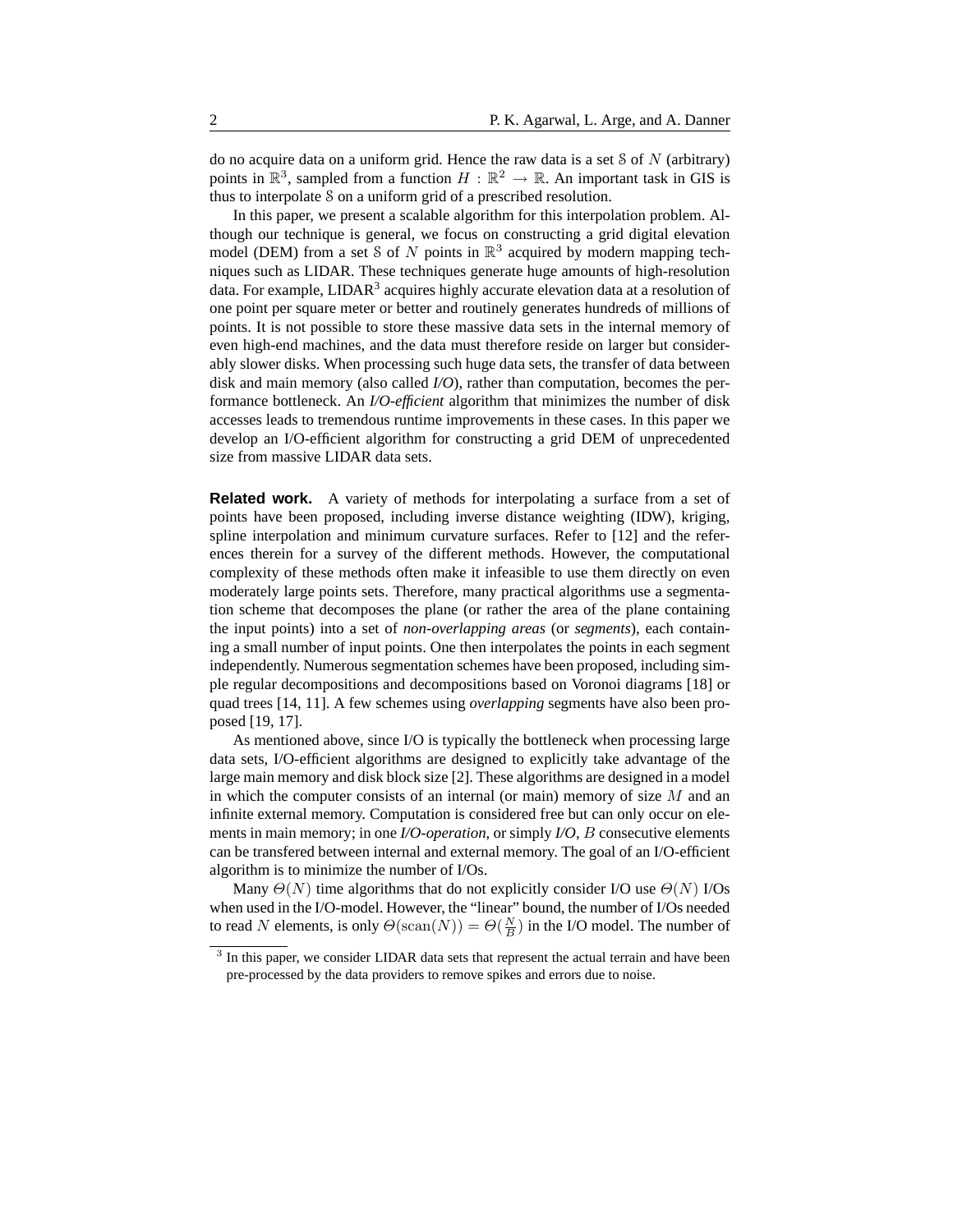do no acquire data on a uniform grid. Hence the raw data is a set $\mathcal{S}$ of $N$ (arbitrary) points in $\mathbb{R}^3$, sampled from a function $H : \mathbb{R}^2 \rightarrow \mathbb{R}$. An important task in GIS is thus to interpolate $\mathcal{S}$ on a uniform grid of a prescribed resolution.

In this paper, we present a scalable algorithm for this interpolation problem. Although our technique is general, we focus on constructing a grid digital elevation model (DEM) from a set $\mathcal{S}$ of $N$ points in $\mathbb{R}^3$ acquired by modern mapping techniques such as LIDAR. These techniques generate huge amounts of high-resolution data. For example, LIDAR[3] acquires highly accurate elevation data at a resolution of one point per square meter or better and routinely generates hundreds of millions of points. It is not possible to store these massive data sets in the internal memory of even high-end machines, and the data must therefore reside on larger but considerably slower disks. When processing such huge data sets, the transfer of data between disk and main memory (also called *I/O*), rather than computation, becomes the performance bottleneck. An *I/O-efficient* algorithm that minimizes the number of disk accesses leads to tremendous runtime improvements in these cases. In this paper we develop an I/O-efficient algorithm for constructing a grid DEM of unprecedented size from massive LIDAR data sets.

**Related work.** A variety of methods for interpolating a surface from a set of points have been proposed, including inverse distance weighting (IDW), kriging, spline interpolation and minimum curvature surfaces. Refer to [12] and the references therein for a survey of the different methods. However, the computational complexity of these methods often make it infeasible to use them directly on even moderately large points sets. Therefore, many practical algorithms use a segmentation scheme that decomposes the plane (or rather the area of the plane containing the input points) into a set of *non-overlapping areas* (or *segments*), each containing a small number of input points. One then interpolates the points in each segment independently. Numerous segmentation schemes have been proposed, including simple regular decompositions and decompositions based on Voronoi diagrams [18] or quad trees [14, 11]. A few schemes using *overlapping* segments have also been proposed [19, 17].

As mentioned above, since I/O is typically the bottleneck when processing large data sets, I/O-efficient algorithms are designed to explicitly take advantage of the large main memory and disk block size [2]. These algorithms are designed in a model in which the computer consists of an internal (or main) memory of size $M$ and an infinite external memory. Computation is considered free but can only occur on elements in main memory; in one *I/O-operation*, or simply *I/O*, $B$ consecutive elements can be transfered between internal and external memory. The goal of an I/O-efficient algorithm is to minimize the number of I/Os.

Many $\Theta(N)$ time algorithms that do not explicitly consider I/O use $\Theta(N)$ I/Os when used in the I/O-model. However, the "linear" bound, the number of I/Os needed to read $N$ elements, is only $\Theta(\mathrm{scan}(N)) = \Theta(\frac{N}{B})$ in the I/O model. The number of

[3] In this paper, we consider LIDAR data sets that represent the actual terrain and have been pre-processed by the data providers to remove spikes and errors due to noise.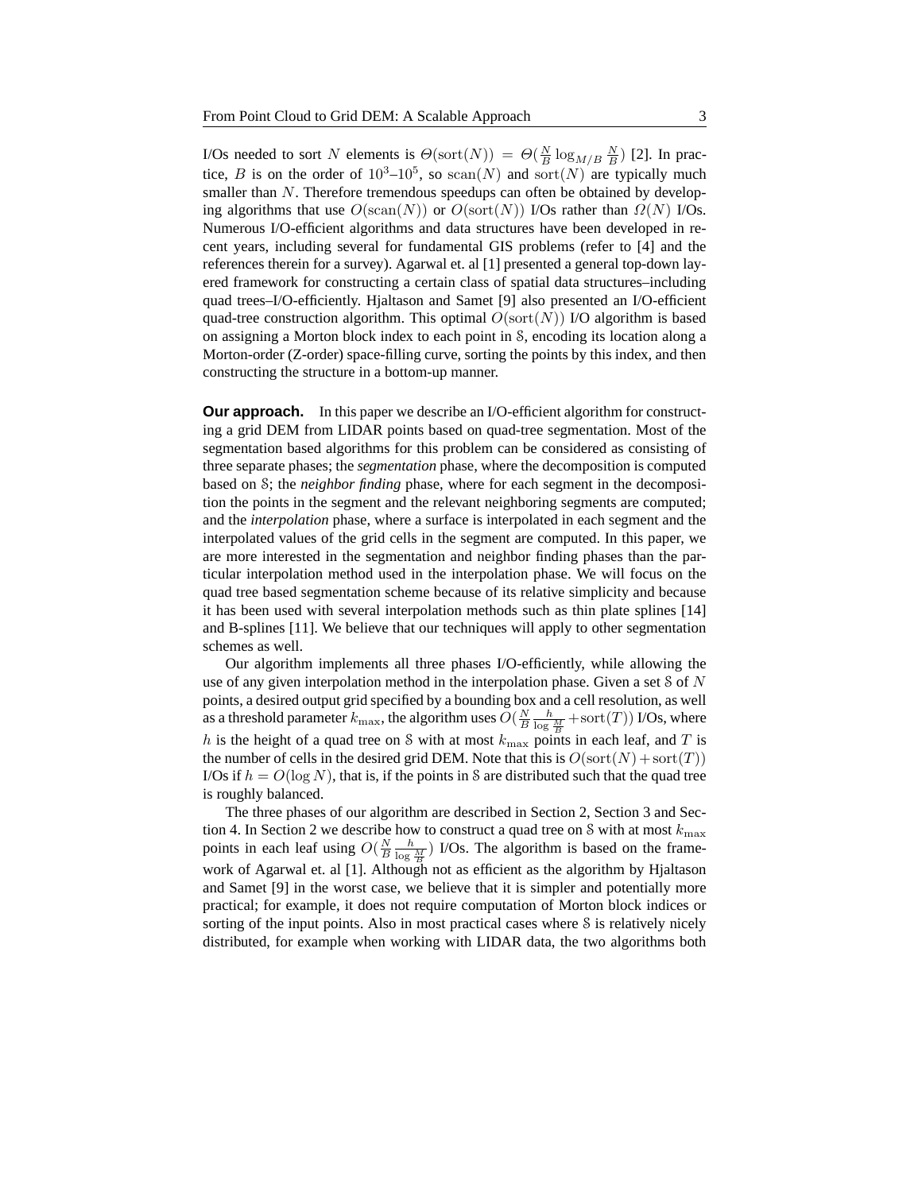I/Os needed to sort $N$ elements is $\Theta(\mathrm{sort}(N)) = \Theta(\frac{N}{B}\log_{M/B}\frac{N}{B})$ [2]. In practice, $B$ is on the order of $10^3$–$10^5$, so $\mathrm{scan}(N)$ and $\mathrm{sort}(N)$ are typically much smaller than $N$. Therefore tremendous speedups can often be obtained by developing algorithms that use $O(\mathrm{scan}(N))$ or $O(\mathrm{sort}(N))$ I/Os rather than $\Omega(N)$ I/Os. Numerous I/O-efficient algorithms and data structures have been developed in recent years, including several for fundamental GIS problems (refer to [4] and the references therein for a survey). Agarwal et. al [1] presented a general top-down layered framework for constructing a certain class of spatial data structures–including quad trees–I/O-efficiently. Hjaltason and Samet [9] also presented an I/O-efficient quad-tree construction algorithm. This optimal $O(\mathrm{sort}(N))$ I/O algorithm is based on assigning a Morton block index to each point in $\mathcal{S}$, encoding its location along a Morton-order (Z-order) space-filling curve, sorting the points by this index, and then constructing the structure in a bottom-up manner.

**Our approach.** In this paper we describe an I/O-efficient algorithm for constructing a grid DEM from LIDAR points based on quad-tree segmentation. Most of the segmentation based algorithms for this problem can be considered as consisting of three separate phases; the *segmentation* phase, where the decomposition is computed based on $\mathcal{S}$; the *neighbor finding* phase, where for each segment in the decomposition the points in the segment and the relevant neighboring segments are computed; and the *interpolation* phase, where a surface is interpolated in each segment and the interpolated values of the grid cells in the segment are computed. In this paper, we are more interested in the segmentation and neighbor finding phases than the particular interpolation method used in the interpolation phase. We will focus on the quad tree based segmentation scheme because of its relative simplicity and because it has been used with several interpolation methods such as thin plate splines [14] and B-splines [11]. We believe that our techniques will apply to other segmentation schemes as well.

Our algorithm implements all three phases I/O-efficiently, while allowing the use of any given interpolation method in the interpolation phase. Given a set $\mathcal{S}$ of $N$ points, a desired output grid specified by a bounding box and a cell resolution, as well as a threshold parameter $k_{\max}$, the algorithm uses $O(\frac{N}{B}\frac{h}{\log\frac{M}{B}} + \mathrm{sort}(T))$ I/Os, where $h$ is the height of a quad tree on $\mathcal{S}$ with at most $k_{\max}$ points in each leaf, and $T$ is the number of cells in the desired grid DEM. Note that this is $O(\mathrm{sort}(N) + \mathrm{sort}(T))$ I/Os if $h = O(\log N)$, that is, if the points in $\mathcal{S}$ are distributed such that the quad tree is roughly balanced.

The three phases of our algorithm are described in Section 2, Section 3 and Section 4. In Section 2 we describe how to construct a quad tree on $\mathcal{S}$ with at most $k_{\max}$ points in each leaf using $O(\frac{N}{B}\frac{h}{\log\frac{M}{B}})$ I/Os. The algorithm is based on the framework of Agarwal et. al [1]. Although not as efficient as the algorithm by Hjaltason and Samet [9] in the worst case, we believe that it is simpler and potentially more practical; for example, it does not require computation of Morton block indices or sorting of the input points. Also in most practical cases where $\mathcal{S}$ is relatively nicely distributed, for example when working with LIDAR data, the two algorithms both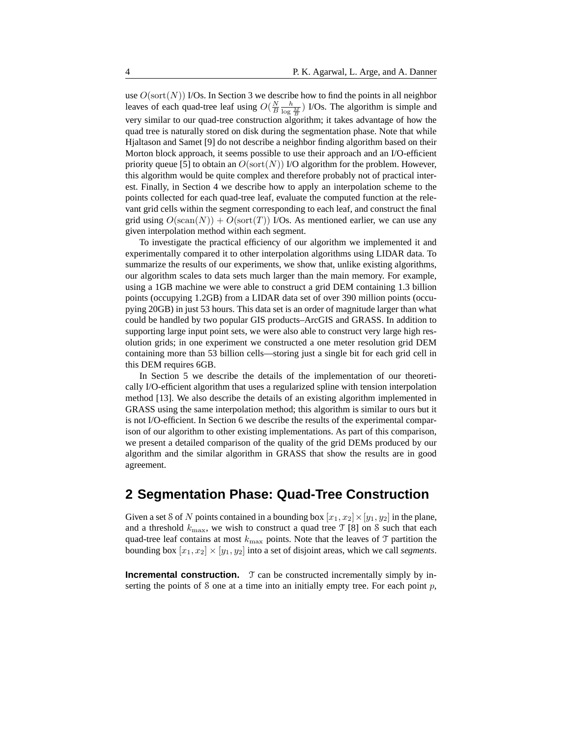use $O(\text{sort}(N))$ I/Os. In Section 3 we describe how to find the points in all neighbor leaves of each quad-tree leaf using $O(\frac{N}{B}\frac{h}{\log \frac{M}{B}})$ I/Os. The algorithm is simple and very similar to our quad-tree construction algorithm; it takes advantage of how the quad tree is naturally stored on disk during the segmentation phase. Note that while Hjaltason and Samet [9] do not describe a neighbor finding algorithm based on their Morton block approach, it seems possible to use their approach and an I/O-efficient priority queue [5] to obtain an $O(\text{sort}(N))$ I/O algorithm for the problem. However, this algorithm would be quite complex and therefore probably not of practical interest. Finally, in Section 4 we describe how to apply an interpolation scheme to the points collected for each quad-tree leaf, evaluate the computed function at the relevant grid cells within the segment corresponding to each leaf, and construct the final grid using $O(\text{scan}(N)) + O(\text{sort}(T))$ I/Os. As mentioned earlier, we can use any given interpolation method within each segment.

To investigate the practical efficiency of our algorithm we implemented it and experimentally compared it to other interpolation algorithms using LIDAR data. To summarize the results of our experiments, we show that, unlike existing algorithms, our algorithm scales to data sets much larger than the main memory. For example, using a 1GB machine we were able to construct a grid DEM containing 1.3 billion points (occupying 1.2GB) from a LIDAR data set of over 390 million points (occupying 20GB) in just 53 hours. This data set is an order of magnitude larger than what could be handled by two popular GIS products–ArcGIS and GRASS. In addition to supporting large input point sets, we were also able to construct very large high resolution grids; in one experiment we constructed a one meter resolution grid DEM containing more than 53 billion cells—storing just a single bit for each grid cell in this DEM requires 6GB.

In Section 5 we describe the details of the implementation of our theoretically I/O-efficient algorithm that uses a regularized spline with tension interpolation method [13]. We also describe the details of an existing algorithm implemented in GRASS using the same interpolation method; this algorithm is similar to ours but it is not I/O-efficient. In Section 6 we describe the results of the experimental comparison of our algorithm to other existing implementations. As part of this comparison, we present a detailed comparison of the quality of the grid DEMs produced by our algorithm and the similar algorithm in GRASS that show the results are in good agreement.

## 2 Segmentation Phase: Quad-Tree Construction

Given a set $\mathcal{S}$ of $N$ points contained in a bounding box $[x_1, x_2] \times [y_1, y_2]$ in the plane, and a threshold $k_{\max}$, we wish to construct a quad tree $\mathcal{T}$ [8] on $\mathcal{S}$ such that each quad-tree leaf contains at most $k_{\max}$ points. Note that the leaves of $\mathcal{T}$ partition the bounding box $[x_1, x_2] \times [y_1, y_2]$ into a set of disjoint areas, which we call *segments*.

**Incremental construction.** $\mathcal{T}$ can be constructed incrementally simply by inserting the points of $\mathcal{S}$ one at a time into an initially empty tree. For each point $p$,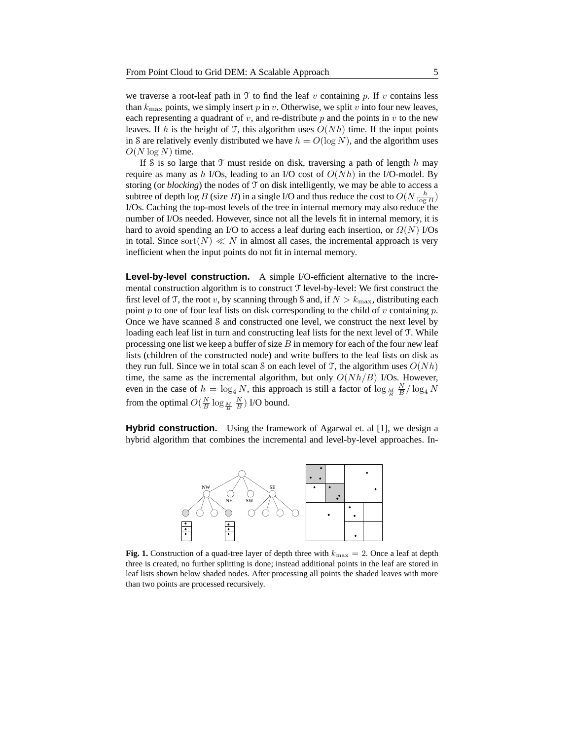we traverse a root-leaf path in $\mathcal{T}$ to find the leaf $v$ containing $p$. If $v$ contains less than $k_{\max}$ points, we simply insert $p$ in $v$. Otherwise, we split $v$ into four new leaves, each representing a quadrant of $v$, and re-distribute $p$ and the points in $v$ to the new leaves. If $h$ is the height of $\mathcal{T}$, this algorithm uses $O(Nh)$ time. If the input points in $\mathcal{S}$ are relatively evenly distributed we have $h = O(\log N)$, and the algorithm uses $O(N \log N)$ time.

If $\mathcal{S}$ is so large that $\mathcal{T}$ must reside on disk, traversing a path of length $h$ may require as many as $h$ I/Os, leading to an I/O cost of $O(Nh)$ in the I/O-model. By storing (or *blocking*) the nodes of $\mathcal{T}$ on disk intelligently, we may be able to access a subtree of depth $\log B$ (size $B$) in a single I/O and thus reduce the cost to $O(N \frac{h}{\log B})$ I/Os. Caching the top-most levels of the tree in internal memory may also reduce the number of I/Os needed. However, since not all the levels fit in internal memory, it is hard to avoid spending an I/O to access a leaf during each insertion, or $\Omega(N)$ I/Os in total. Since $\mathrm{sort}(N) \ll N$ in almost all cases, the incremental approach is very inefficient when the input points do not fit in internal memory.

**Level-by-level construction.** A simple I/O-efficient alternative to the incremental construction algorithm is to construct $\mathcal{T}$ level-by-level: We first construct the first level of $\mathcal{T}$, the root $v$, by scanning through $\mathcal{S}$ and, if $N > k_{\max}$, distributing each point $p$ to one of four leaf lists on disk corresponding to the child of $v$ containing $p$. Once we have scanned $\mathcal{S}$ and constructed one level, we construct the next level by loading each leaf list in turn and constructing leaf lists for the next level of $\mathcal{T}$. While processing one list we keep a buffer of size $B$ in memory for each of the four new leaf lists (children of the constructed node) and write buffers to the leaf lists on disk as they run full. Since we in total scan $\mathcal{S}$ on each level of $\mathcal{T}$, the algorithm uses $O(Nh)$ time, the same as the incremental algorithm, but only $O(Nh/B)$ I/Os. However, even in the case of $h = \log_4 N$, this approach is still a factor of $\log_{\frac{M}{B}} \frac{N}{B} / \log_4 N$ from the optimal $O(\frac{N}{B} \log_{\frac{M}{B}} \frac{N}{B})$ I/O bound.

**Hybrid construction.** Using the framework of Agarwal et. al [1], we design a hybrid algorithm that combines the incremental and level-by-level approaches. In-

**Fig. 1.** Construction of a quad-tree layer of depth three with $k_{\max} = 2$. Once a leaf at depth three is created, no further splitting is done; instead additional points in the leaf are stored in leaf lists shown below shaded nodes. After processing all points the shaded leaves with more than two points are processed recursively.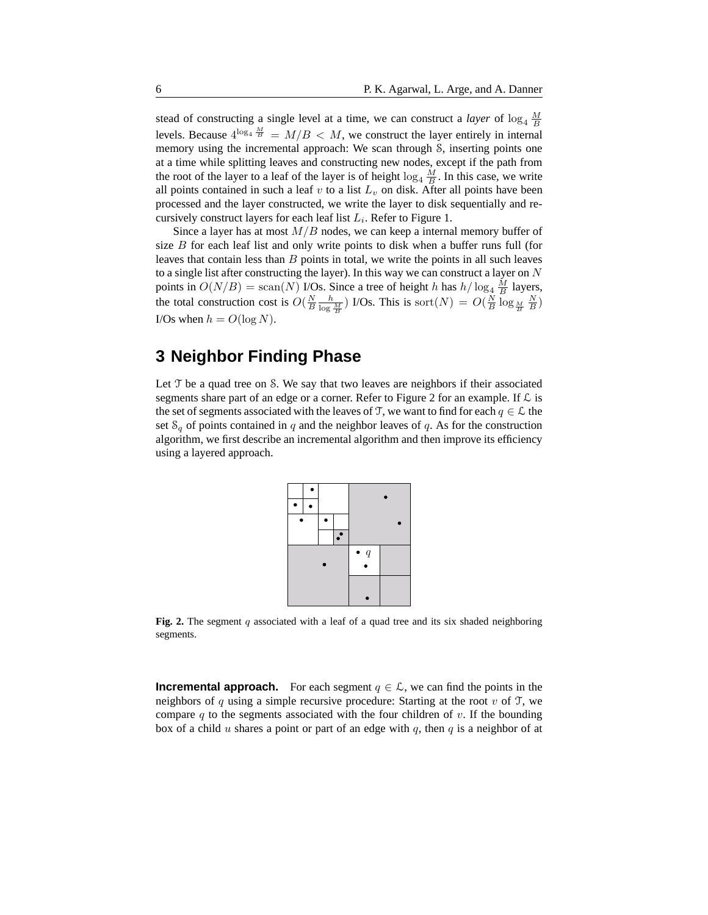stead of constructing a single level at a time, we can construct a *layer* of $\log_4 \frac{M}{B}$ levels. Because $4^{\log_4 \frac{M}{B}} = M/B < M$, we construct the layer entirely in internal memory using the incremental approach: We scan through $\mathcal{S}$, inserting points one at a time while splitting leaves and constructing new nodes, except if the path from the root of the layer to a leaf of the layer is of height $\log_4 \frac{M}{B}$. In this case, we write all points contained in such a leaf $v$ to a list $L_v$ on disk. After all points have been processed and the layer constructed, we write the layer to disk sequentially and recursively construct layers for each leaf list $L_i$. Refer to Figure 1.

Since a layer has at most $M/B$ nodes, we can keep a internal memory buffer of size $B$ for each leaf list and only write points to disk when a buffer runs full (for leaves that contain less than $B$ points in total, we write the points in all such leaves to a single list after constructing the layer). In this way we can construct a layer on $N$ points in $O(N/B) = \text{scan}(N)$ I/Os. Since a tree of height $h$ has $h/\log_4 \frac{M}{B}$ layers, the total construction cost is $O(\frac{N}{B} \frac{h}{\log \frac{M}{B}})$ I/Os. This is $\text{sort}(N) = O(\frac{N}{B} \log_{\frac{M}{B}} \frac{N}{B})$ I/Os when $h = O(\log N)$.

## 3 Neighbor Finding Phase

Let $\mathcal{T}$ be a quad tree on $\mathcal{S}$. We say that two leaves are neighbors if their associated segments share part of an edge or a corner. Refer to Figure 2 for an example. If $\mathcal{L}$ is the set of segments associated with the leaves of $\mathcal{T}$, we want to find for each $q \in \mathcal{L}$ the set $\mathcal{S}_q$ of points contained in $q$ and the neighbor leaves of $q$. As for the construction algorithm, we first describe an incremental algorithm and then improve its efficiency using a layered approach.

**Fig. 2.** The segment $q$ associated with a leaf of a quad tree and its six shaded neighboring segments.

**Incremental approach.** For each segment $q \in \mathcal{L}$, we can find the points in the neighbors of $q$ using a simple recursive procedure: Starting at the root $v$ of $\mathcal{T}$, we compare $q$ to the segments associated with the four children of $v$. If the bounding box of a child $u$ shares a point or part of an edge with $q$, then $q$ is a neighbor of at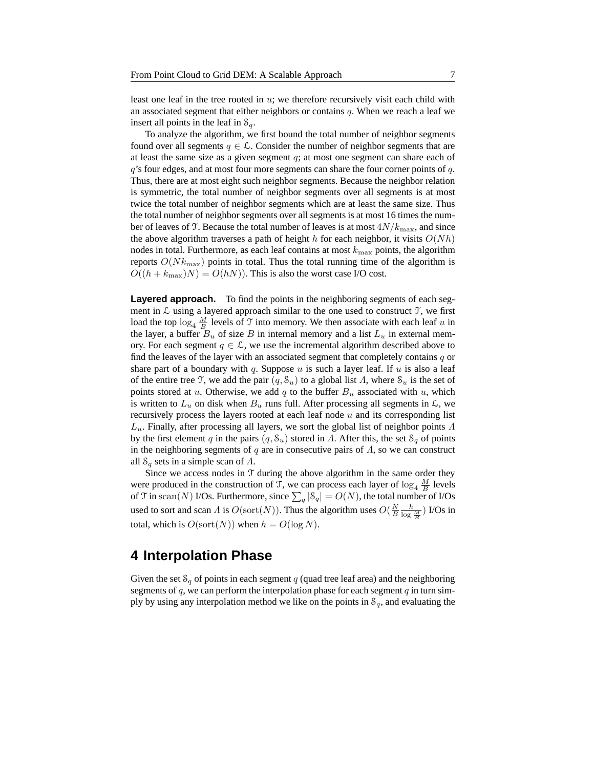least one leaf in the tree rooted in $u$; we therefore recursively visit each child with an associated segment that either neighbors or contains $q$. When we reach a leaf we insert all points in the leaf in $\mathcal{S}_q$.

To analyze the algorithm, we first bound the total number of neighbor segments found over all segments $q \in \mathcal{L}$. Consider the number of neighbor segments that are at least the same size as a given segment $q$; at most one segment can share each of $q$'s four edges, and at most four more segments can share the four corner points of $q$. Thus, there are at most eight such neighbor segments. Because the neighbor relation is symmetric, the total number of neighbor segments over all segments is at most twice the total number of neighbor segments which are at least the same size. Thus the total number of neighbor segments over all segments is at most 16 times the number of leaves of $\mathcal{T}$. Because the total number of leaves is at most $4N/k_{\max}$, and since the above algorithm traverses a path of height $h$ for each neighbor, it visits $O(Nh)$ nodes in total. Furthermore, as each leaf contains at most $k_{\max}$ points, the algorithm reports $O(Nk_{\max})$ points in total. Thus the total running time of the algorithm is $O((h + k_{\max})N) = O(hN))$. This is also the worst case I/O cost.

**Layered approach.** To find the points in the neighboring segments of each segment in $\mathcal{L}$ using a layered approach similar to the one used to construct $\mathcal{T}$, we first load the top $\log_4 \frac{M}{B}$ levels of $\mathcal{T}$ into memory. We then associate with each leaf $u$ in the layer, a buffer $B_u$ of size $B$ in internal memory and a list $L_u$ in external memory. For each segment $q \in \mathcal{L}$, we use the incremental algorithm described above to find the leaves of the layer with an associated segment that completely contains $q$ or share part of a boundary with $q$. Suppose $u$ is such a layer leaf. If $u$ is also a leaf of the entire tree $\mathcal{T}$, we add the pair $(q, \mathcal{S}_u)$ to a global list $\Lambda$, where $\mathcal{S}_u$ is the set of points stored at $u$. Otherwise, we add $q$ to the buffer $B_u$ associated with $u$, which is written to $L_u$ on disk when $B_u$ runs full. After processing all segments in $\mathcal{L}$, we recursively process the layers rooted at each leaf node $u$ and its corresponding list $L_u$. Finally, after processing all layers, we sort the global list of neighbor points $\Lambda$ by the first element $q$ in the pairs $(q, \mathcal{S}_u)$ stored in $\Lambda$. After this, the set $\mathcal{S}_q$ of points in the neighboring segments of $q$ are in consecutive pairs of $\Lambda$, so we can construct all $\mathcal{S}_q$ sets in a simple scan of $\Lambda$.

Since we access nodes in $\mathcal{T}$ during the above algorithm in the same order they were produced in the construction of $\mathcal{T}$, we can process each layer of $\log_4 \frac{M}{B}$ levels of $\mathcal{T}$ in $\mathrm{scan}(N)$ I/Os. Furthermore, since $\sum_q |\mathcal{S}_q| = O(N)$, the total number of I/Os used to sort and scan $\Lambda$ is $O(\mathrm{sort}(N))$. Thus the algorithm uses $O(\frac{N}{B} \frac{h}{\log \frac{M}{B}})$ I/Os in total, which is $O(\mathrm{sort}(N))$ when $h = O(\log N)$.

# 4 Interpolation Phase

Given the set $\mathcal{S}_q$ of points in each segment $q$ (quad tree leaf area) and the neighboring segments of $q$, we can perform the interpolation phase for each segment $q$ in turn simply by using any interpolation method we like on the points in $\mathcal{S}_q$, and evaluating the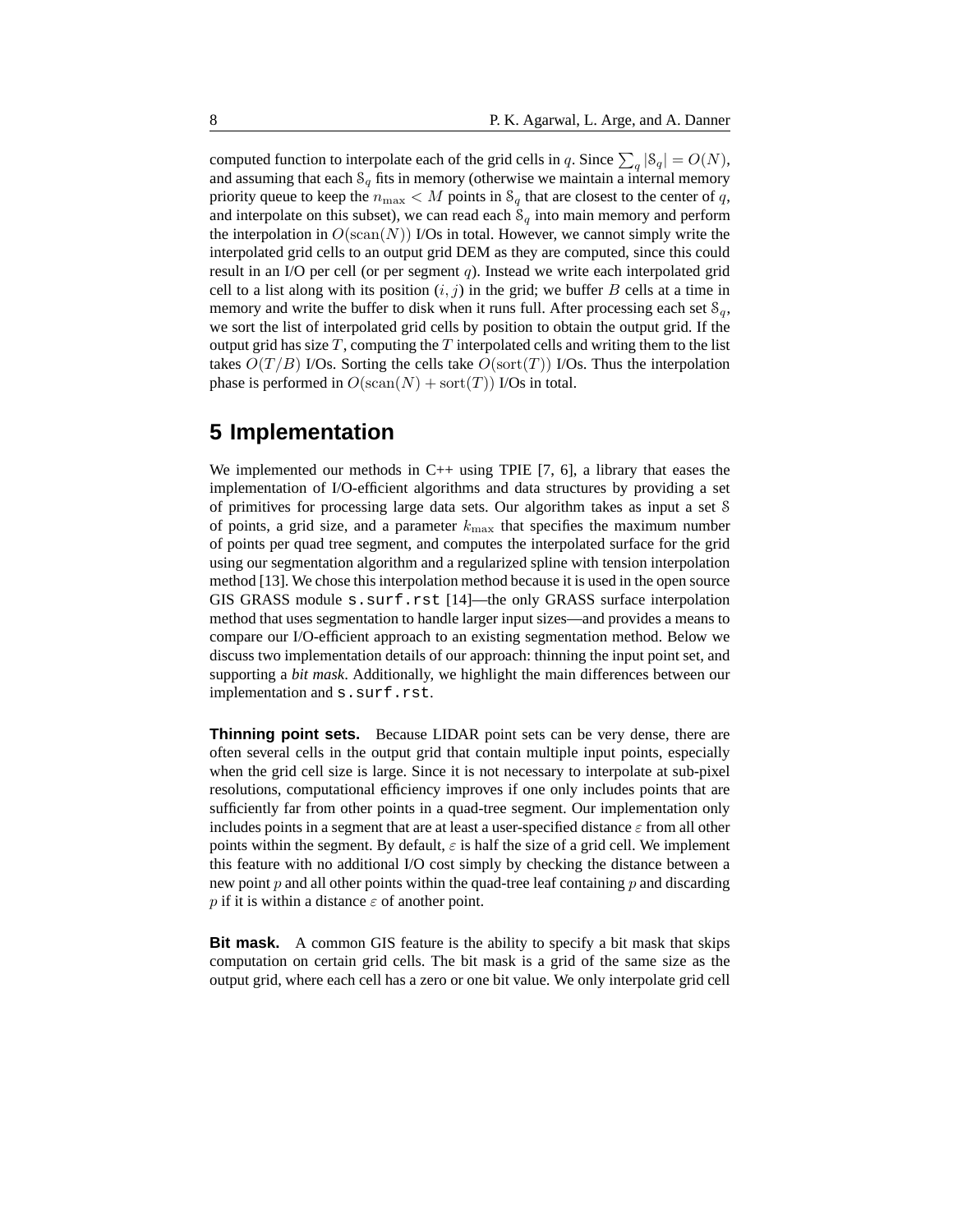computed function to interpolate each of the grid cells in $q$. Since $\sum_q |\mathcal{S}_q| = O(N)$, and assuming that each $\mathcal{S}_q$ fits in memory (otherwise we maintain a internal memory priority queue to keep the $n_{\max} < M$ points in $\mathcal{S}_q$ that are closest to the center of $q$, and interpolate on this subset), we can read each $\mathcal{S}_q$ into main memory and perform the interpolation in $O(\text{scan}(N))$ I/Os in total. However, we cannot simply write the interpolated grid cells to an output grid DEM as they are computed, since this could result in an I/O per cell (or per segment $q$). Instead we write each interpolated grid cell to a list along with its position $(i, j)$ in the grid; we buffer $B$ cells at a time in memory and write the buffer to disk when it runs full. After processing each set $\mathcal{S}_q$, we sort the list of interpolated grid cells by position to obtain the output grid. If the output grid has size $T$, computing the $T$ interpolated cells and writing them to the list takes $O(T/B)$ I/Os. Sorting the cells take $O(\text{sort}(T))$ I/Os. Thus the interpolation phase is performed in $O(\text{scan}(N) + \text{sort}(T))$ I/Os in total.

## 5 Implementation

We implemented our methods in C++ using TPIE [7, 6], a library that eases the implementation of I/O-efficient algorithms and data structures by providing a set of primitives for processing large data sets. Our algorithm takes as input a set $\mathcal{S}$ of points, a grid size, and a parameter $k_{\max}$ that specifies the maximum number of points per quad tree segment, and computes the interpolated surface for the grid using our segmentation algorithm and a regularized spline with tension interpolation method [13]. We chose this interpolation method because it is used in the open source GIS GRASS module `s.surf.rst` [14]—the only GRASS surface interpolation method that uses segmentation to handle larger input sizes—and provides a means to compare our I/O-efficient approach to an existing segmentation method. Below we discuss two implementation details of our approach: thinning the input point set, and supporting a *bit mask*. Additionally, we highlight the main differences between our implementation and `s.surf.rst`.

**Thinning point sets.** Because LIDAR point sets can be very dense, there are often several cells in the output grid that contain multiple input points, especially when the grid cell size is large. Since it is not necessary to interpolate at sub-pixel resolutions, computational efficiency improves if one only includes points that are sufficiently far from other points in a quad-tree segment. Our implementation only includes points in a segment that are at least a user-specified distance $\varepsilon$ from all other points within the segment. By default, $\varepsilon$ is half the size of a grid cell. We implement this feature with no additional I/O cost simply by checking the distance between a new point $p$ and all other points within the quad-tree leaf containing $p$ and discarding $p$ if it is within a distance $\varepsilon$ of another point.

**Bit mask.** A common GIS feature is the ability to specify a bit mask that skips computation on certain grid cells. The bit mask is a grid of the same size as the output grid, where each cell has a zero or one bit value. We only interpolate grid cell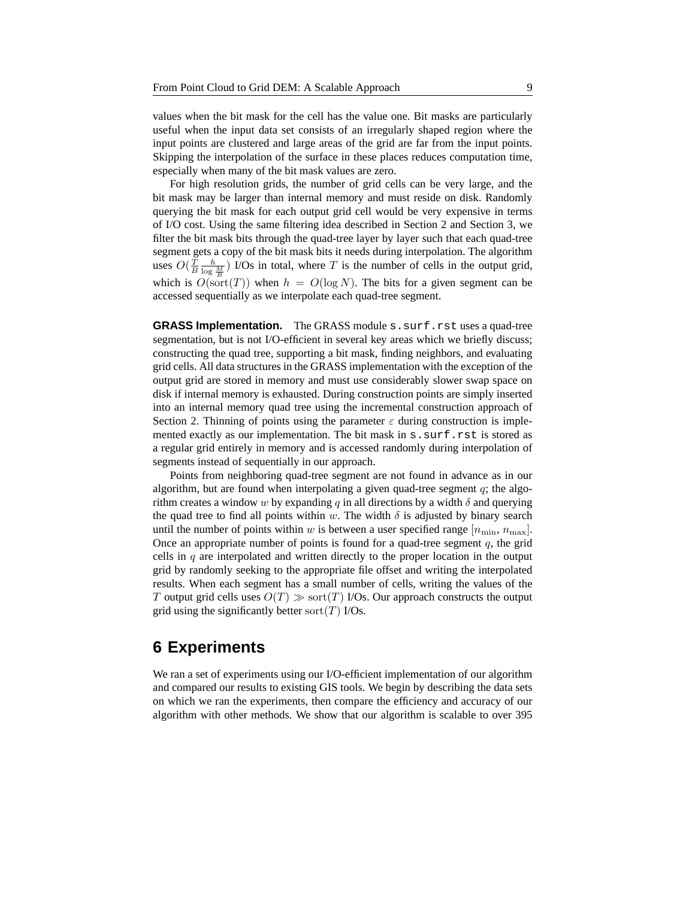values when the bit mask for the cell has the value one. Bit masks are particularly useful when the input data set consists of an irregularly shaped region where the input points are clustered and large areas of the grid are far from the input points. Skipping the interpolation of the surface in these places reduces computation time, especially when many of the bit mask values are zero.

For high resolution grids, the number of grid cells can be very large, and the bit mask may be larger than internal memory and must reside on disk. Randomly querying the bit mask for each output grid cell would be very expensive in terms of I/O cost. Using the same filtering idea described in Section 2 and Section 3, we filter the bit mask bits through the quad-tree layer by layer such that each quad-tree segment gets a copy of the bit mask bits it needs during interpolation. The algorithm uses $O(\frac{T}{B}\frac{h}{\log \frac{M}{B}})$ I/Os in total, where $T$ is the number of cells in the output grid, which is $O(\mathrm{sort}(T))$ when $h = O(\log N)$. The bits for a given segment can be accessed sequentially as we interpolate each quad-tree segment.

**GRASS Implementation.** The GRASS module `s.surf.rst` uses a quad-tree segmentation, but is not I/O-efficient in several key areas which we briefly discuss; constructing the quad tree, supporting a bit mask, finding neighbors, and evaluating grid cells. All data structures in the GRASS implementation with the exception of the output grid are stored in memory and must use considerably slower swap space on disk if internal memory is exhausted. During construction points are simply inserted into an internal memory quad tree using the incremental construction approach of Section 2. Thinning of points using the parameter $\varepsilon$ during construction is implemented exactly as our implementation. The bit mask in `s.surf.rst` is stored as a regular grid entirely in memory and is accessed randomly during interpolation of segments instead of sequentially in our approach.

Points from neighboring quad-tree segment are not found in advance as in our algorithm, but are found when interpolating a given quad-tree segment $q$; the algorithm creates a window $w$ by expanding $q$ in all directions by a width $\delta$ and querying the quad tree to find all points within $w$. The width $\delta$ is adjusted by binary search until the number of points within $w$ is between a user specified range $[n_{\min}, n_{\max}]$. Once an appropriate number of points is found for a quad-tree segment $q$, the grid cells in $q$ are interpolated and written directly to the proper location in the output grid by randomly seeking to the appropriate file offset and writing the interpolated results. When each segment has a small number of cells, writing the values of the $T$ output grid cells uses $O(T) \gg \mathrm{sort}(T)$ I/Os. Our approach constructs the output grid using the significantly better $\mathrm{sort}(T)$ I/Os.

# 6 Experiments

We ran a set of experiments using our I/O-efficient implementation of our algorithm and compared our results to existing GIS tools. We begin by describing the data sets on which we ran the experiments, then compare the efficiency and accuracy of our algorithm with other methods. We show that our algorithm is scalable to over 395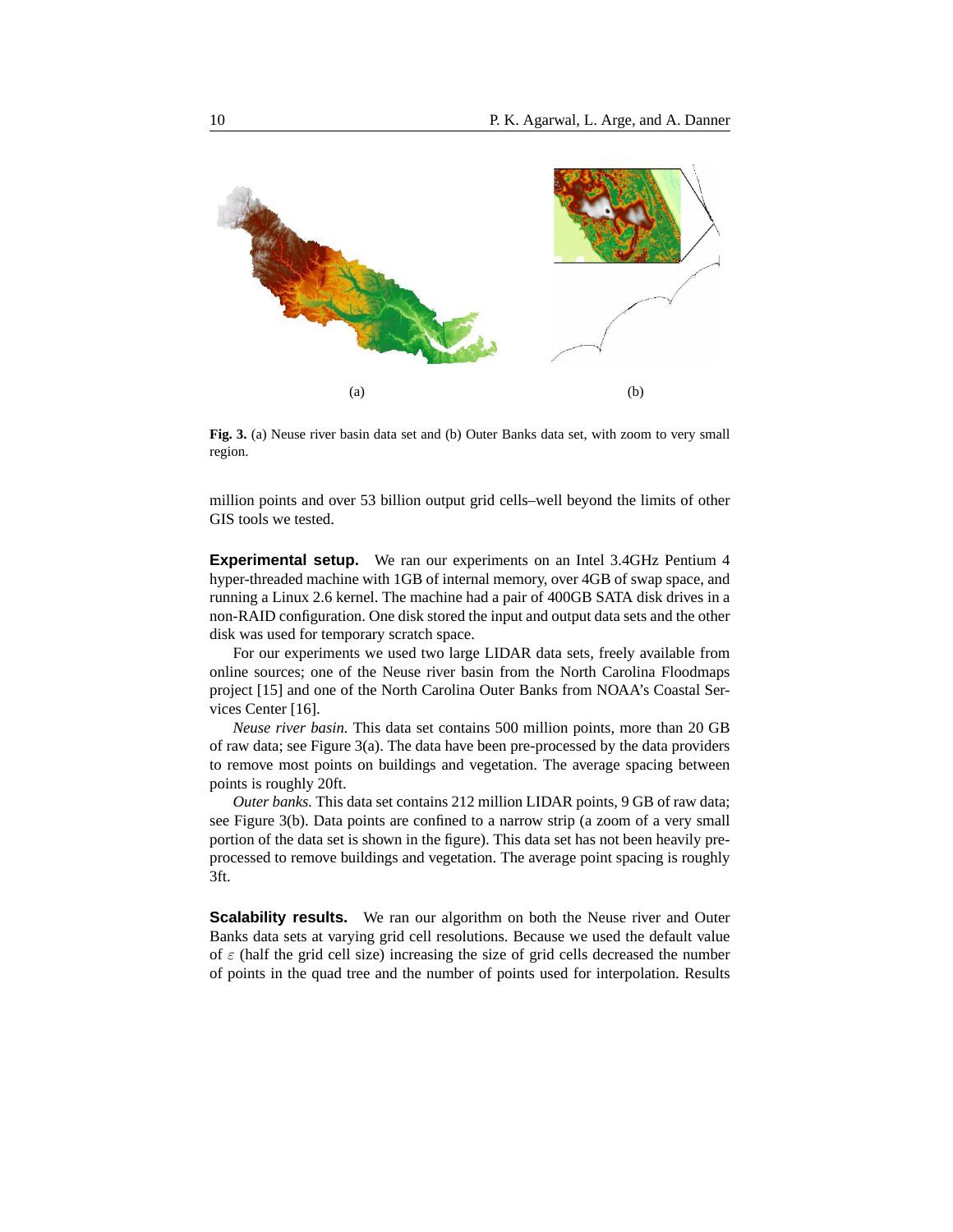(a)

(b)

**Fig. 3.** (a) Neuse river basin data set and (b) Outer Banks data set, with zoom to very small region.

million points and over 53 billion output grid cells–well beyond the limits of other GIS tools we tested.

**Experimental setup.** We ran our experiments on an Intel 3.4GHz Pentium 4 hyper-threaded machine with 1GB of internal memory, over 4GB of swap space, and running a Linux 2.6 kernel. The machine had a pair of 400GB SATA disk drives in a non-RAID configuration. One disk stored the input and output data sets and the other disk was used for temporary scratch space.

For our experiments we used two large LIDAR data sets, freely available from online sources; one of the Neuse river basin from the North Carolina Floodmaps project [15] and one of the North Carolina Outer Banks from NOAA's Coastal Services Center [16].

*Neuse river basin.* This data set contains 500 million points, more than 20 GB of raw data; see Figure 3(a). The data have been pre-processed by the data providers to remove most points on buildings and vegetation. The average spacing between points is roughly 20ft.

*Outer banks.* This data set contains 212 million LIDAR points, 9 GB of raw data; see Figure 3(b). Data points are confined to a narrow strip (a zoom of a very small portion of the data set is shown in the figure). This data set has not been heavily pre-processed to remove buildings and vegetation. The average point spacing is roughly 3ft.

**Scalability results.** We ran our algorithm on both the Neuse river and Outer Banks data sets at varying grid cell resolutions. Because we used the default value of $\varepsilon$ (half the grid cell size) increasing the size of grid cells decreased the number of points in the quad tree and the number of points used for interpolation. Results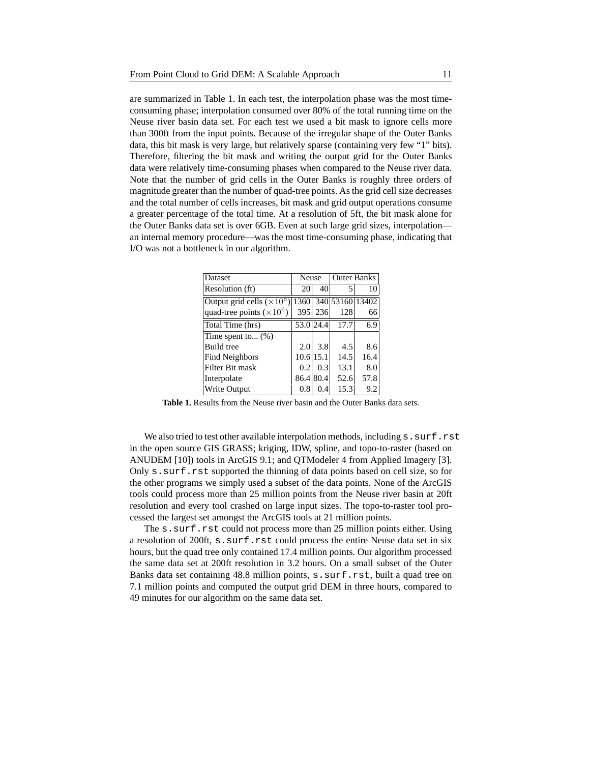are summarized in Table 1. In each test, the interpolation phase was the most time-consuming phase; interpolation consumed over 80% of the total running time on the Neuse river basin data set. For each test we used a bit mask to ignore cells more than 300ft from the input points. Because of the irregular shape of the Outer Banks data, this bit mask is very large, but relatively sparse (containing very few "1" bits). Therefore, filtering the bit mask and writing the output grid for the Outer Banks data were relatively time-consuming phases when compared to the Neuse river data. Note that the number of grid cells in the Outer Banks is roughly three orders of magnitude greater than the number of quad-tree points. As the grid cell size decreases and the total number of cells increases, bit mask and grid output operations consume a greater percentage of the total time. At a resolution of 5ft, the bit mask alone for the Outer Banks data set is over 6GB. Even at such large grid sizes, interpolation—an internal memory procedure—was the most time-consuming phase, indicating that I/O was not a bottleneck in our algorithm.

| Dataset | Neuse | | Outer Banks | |
|---|---|---|---|---|
| Resolution (ft) | 20 | 40 | 5 | 10 |
| Output grid cells ($\times 10^6$) | 1360 | 340 | 53160 | 13402 |
| quad-tree points ($\times 10^6$) | 395 | 236 | 128 | 66 |
| Total Time (hrs) | 53.0 | 24.4 | 17.7 | 6.9 |
| Time spent to... (%) | | | | |
| Build tree | 2.0 | 3.8 | 4.5 | 8.6 |
| Find Neighbors | 10.6 | 15.1 | 14.5 | 16.4 |
| Filter Bit mask | 0.2 | 0.3 | 13.1 | 8.0 |
| Interpolate | 86.4 | 80.4 | 52.6 | 57.8 |
| Write Output | 0.8 | 0.4 | 15.3 | 9.2 |

**Table 1.** Results from the Neuse river basin and the Outer Banks data sets.

We also tried to test other available interpolation methods, including `s.surf.rst` in the open source GIS GRASS; kriging, IDW, spline, and topo-to-raster (based on ANUDEM [10]) tools in ArcGIS 9.1; and QTModeler 4 from Applied Imagery [3]. Only `s.surf.rst` supported the thinning of data points based on cell size, so for the other programs we simply used a subset of the data points. None of the ArcGIS tools could process more than 25 million points from the Neuse river basin at 20ft resolution and every tool crashed on large input sizes. The topo-to-raster tool processed the largest set amongst the ArcGIS tools at 21 million points.

The `s.surf.rst` could not process more than 25 million points either. Using a resolution of 200ft, `s.surf.rst` could process the entire Neuse data set in six hours, but the quad tree only contained 17.4 million points. Our algorithm processed the same data set at 200ft resolution in 3.2 hours. On a small subset of the Outer Banks data set containing 48.8 million points, `s.surf.rst`, built a quad tree on 7.1 million points and computed the output grid DEM in three hours, compared to 49 minutes for our algorithm on the same data set.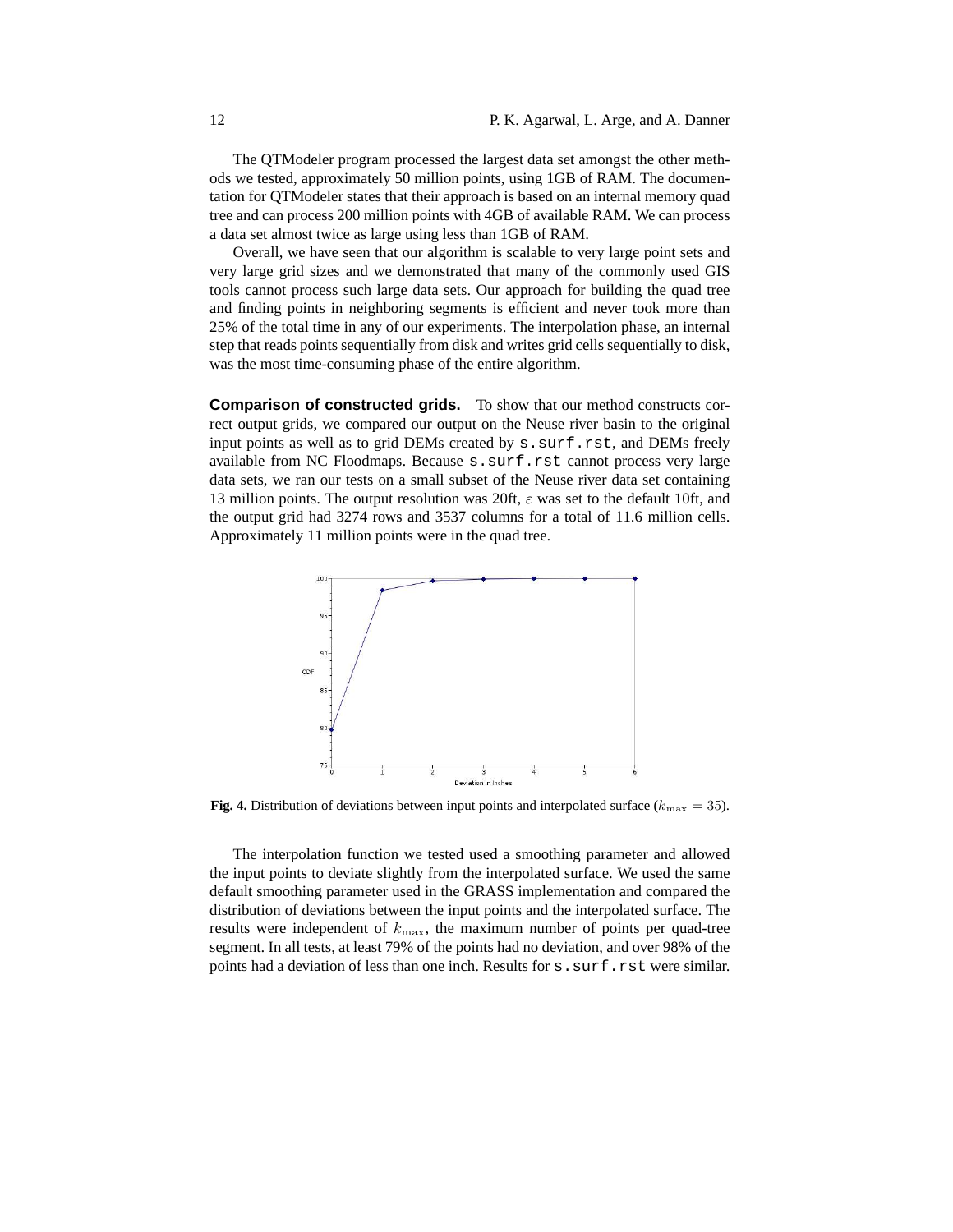The QTModeler program processed the largest data set amongst the other methods we tested, approximately 50 million points, using 1GB of RAM. The documentation for QTModeler states that their approach is based on an internal memory quad tree and can process 200 million points with 4GB of available RAM. We can process a data set almost twice as large using less than 1GB of RAM.

Overall, we have seen that our algorithm is scalable to very large point sets and very large grid sizes and we demonstrated that many of the commonly used GIS tools cannot process such large data sets. Our approach for building the quad tree and finding points in neighboring segments is efficient and never took more than 25% of the total time in any of our experiments. The interpolation phase, an internal step that reads points sequentially from disk and writes grid cells sequentially to disk, was the most time-consuming phase of the entire algorithm.

**Comparison of constructed grids.** To show that our method constructs correct output grids, we compared our output on the Neuse river basin to the original input points as well as to grid DEMs created by `s.surf.rst`, and DEMs freely available from NC Floodmaps. Because `s.surf.rst` cannot process very large data sets, we ran our tests on a small subset of the Neuse river data set containing 13 million points. The output resolution was 20ft, $\varepsilon$ was set to the default 10ft, and the output grid had 3274 rows and 3537 columns for a total of 11.6 million cells. Approximately 11 million points were in the quad tree.

**Fig. 4.** Distribution of deviations between input points and interpolated surface ($k_{\max} = 35$).

The interpolation function we tested used a smoothing parameter and allowed the input points to deviate slightly from the interpolated surface. We used the same default smoothing parameter used in the GRASS implementation and compared the distribution of deviations between the input points and the interpolated surface. The results were independent of $k_{\max}$, the maximum number of points per quad-tree segment. In all tests, at least 79% of the points had no deviation, and over 98% of the points had a deviation of less than one inch. Results for `s.surf.rst` were similar.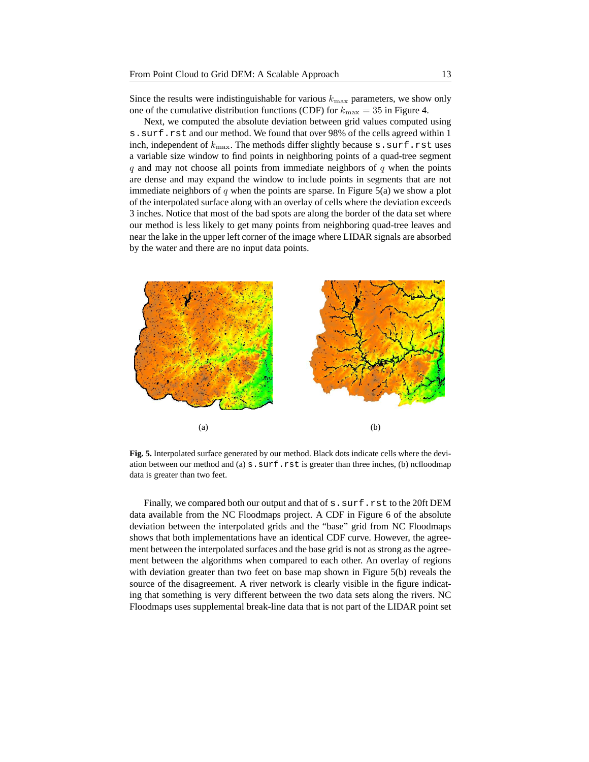Since the results were indistinguishable for various $k_{\max}$ parameters, we show only one of the cumulative distribution functions (CDF) for $k_{\max} = 35$ in Figure 4.

Next, we computed the absolute deviation between grid values computed using `s.surf.rst` and our method. We found that over 98% of the cells agreed within 1 inch, independent of $k_{\max}$. The methods differ slightly because `s.surf.rst` uses a variable size window to find points in neighboring points of a quad-tree segment $q$ and may not choose all points from immediate neighbors of $q$ when the points are dense and may expand the window to include points in segments that are not immediate neighbors of $q$ when the points are sparse. In Figure 5(a) we show a plot of the interpolated surface along with an overlay of cells where the deviation exceeds 3 inches. Notice that most of the bad spots are along the border of the data set where our method is less likely to get many points from neighboring quad-tree leaves and near the lake in the upper left corner of the image where LIDAR signals are absorbed by the water and there are no input data points.

(a) (b)

**Fig. 5.** Interpolated surface generated by our method. Black dots indicate cells where the deviation between our method and (a) `s.surf.rst` is greater than three inches, (b) ncfloodmap data is greater than two feet.

Finally, we compared both our output and that of `s.surf.rst` to the 20ft DEM data available from the NC Floodmaps project. A CDF in Figure 6 of the absolute deviation between the interpolated grids and the "base" grid from NC Floodmaps shows that both implementations have an identical CDF curve. However, the agreement between the interpolated surfaces and the base grid is not as strong as the agreement between the algorithms when compared to each other. An overlay of regions with deviation greater than two feet on base map shown in Figure 5(b) reveals the source of the disagreement. A river network is clearly visible in the figure indicating that something is very different between the two data sets along the rivers. NC Floodmaps uses supplemental break-line data that is not part of the LIDAR point set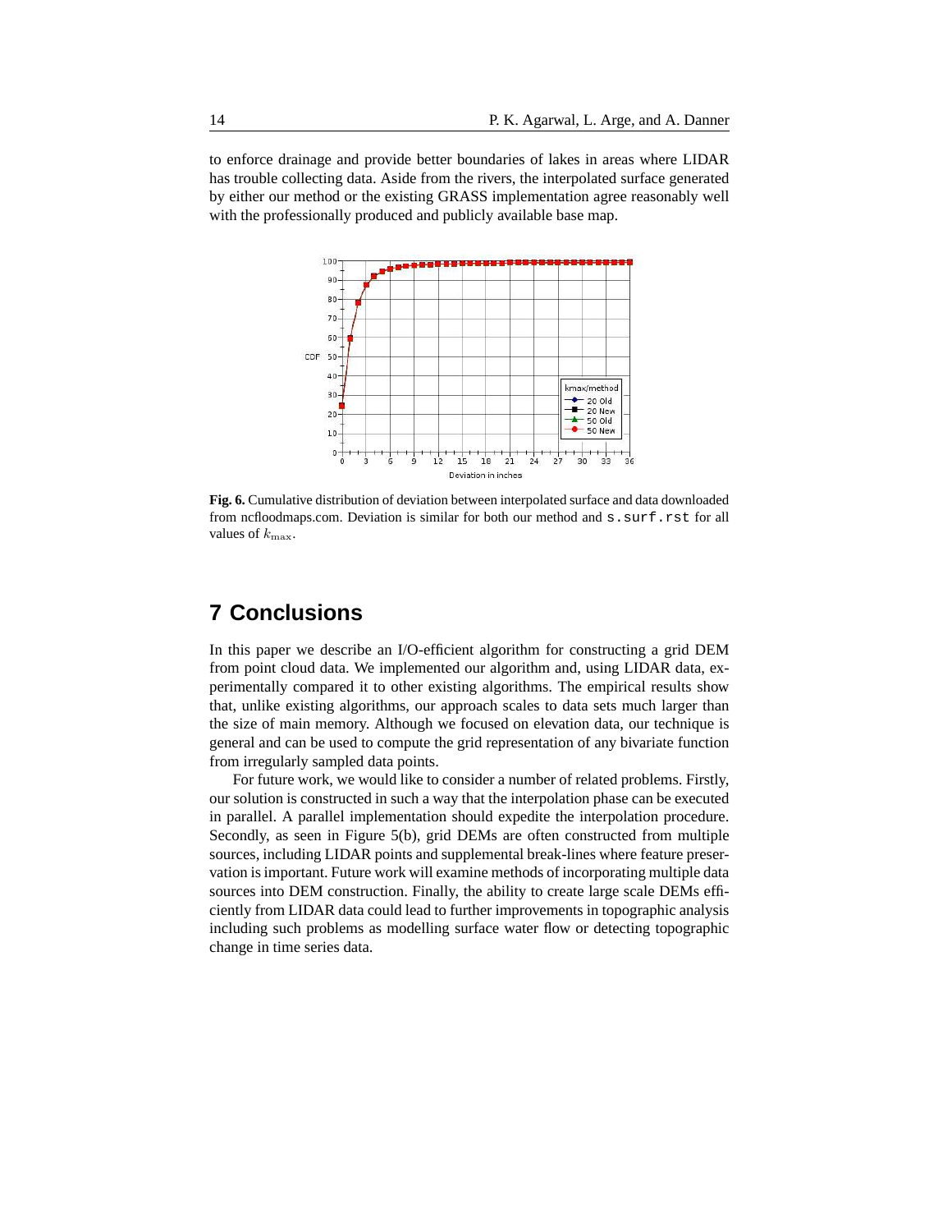to enforce drainage and provide better boundaries of lakes in areas where LIDAR has trouble collecting data. Aside from the rivers, the interpolated surface generated by either our method or the existing GRASS implementation agree reasonably well with the professionally produced and publicly available base map.

**Fig. 6.** Cumulative distribution of deviation between interpolated surface and data downloaded from ncfloodmaps.com. Deviation is similar for both our method and `s.surf.rst` for all values of $k_{\max}$.

## 7 Conclusions

In this paper we describe an I/O-efficient algorithm for constructing a grid DEM from point cloud data. We implemented our algorithm and, using LIDAR data, experimentally compared it to other existing algorithms. The empirical results show that, unlike existing algorithms, our approach scales to data sets much larger than the size of main memory. Although we focused on elevation data, our technique is general and can be used to compute the grid representation of any bivariate function from irregularly sampled data points.

For future work, we would like to consider a number of related problems. Firstly, our solution is constructed in such a way that the interpolation phase can be executed in parallel. A parallel implementation should expedite the interpolation procedure. Secondly, as seen in Figure 5(b), grid DEMs are often constructed from multiple sources, including LIDAR points and supplemental break-lines where feature preservation is important. Future work will examine methods of incorporating multiple data sources into DEM construction. Finally, the ability to create large scale DEMs efficiently from LIDAR data could lead to further improvements in topographic analysis including such problems as modelling surface water flow or detecting topographic change in time series data.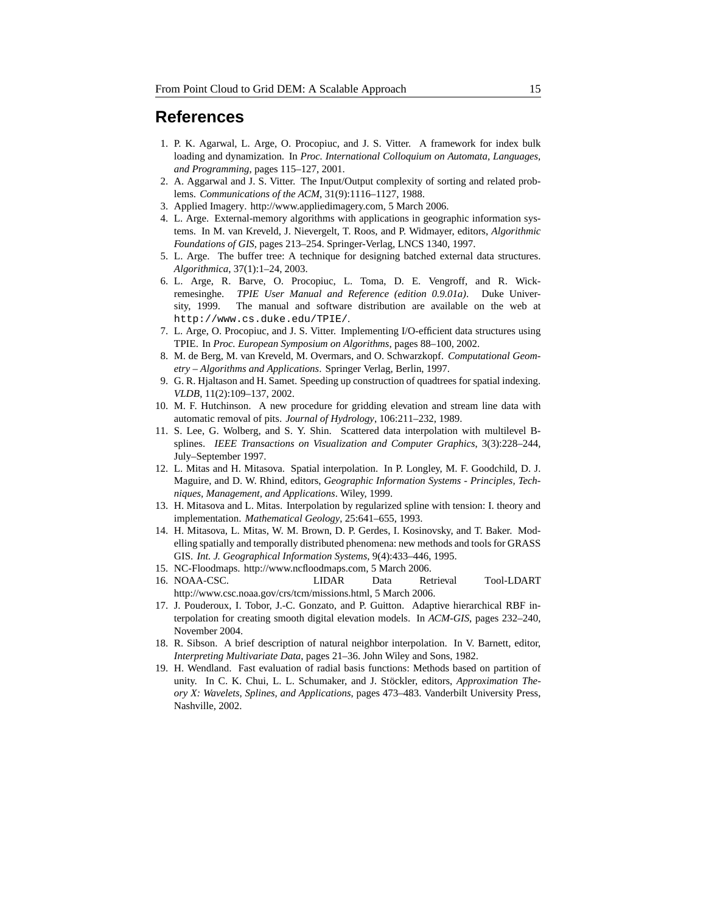## References

1. P. K. Agarwal, L. Arge, O. Procopiuc, and J. S. Vitter. A framework for index bulk loading and dynamization. In *Proc. International Colloquium on Automata, Languages, and Programming*, pages 115–127, 2001.
2. A. Aggarwal and J. S. Vitter. The Input/Output complexity of sorting and related problems. *Communications of the ACM*, 31(9):1116–1127, 1988.
3. Applied Imagery. http://www.appliedimagery.com, 5 March 2006.
4. L. Arge. External-memory algorithms with applications in geographic information systems. In M. van Kreveld, J. Nievergelt, T. Roos, and P. Widmayer, editors, *Algorithmic Foundations of GIS*, pages 213–254. Springer-Verlag, LNCS 1340, 1997.
5. L. Arge. The buffer tree: A technique for designing batched external data structures. *Algorithmica*, 37(1):1–24, 2003.
6. L. Arge, R. Barve, O. Procopiuc, L. Toma, D. E. Vengroff, and R. Wickremesinghe. *TPIE User Manual and Reference (edition 0.9.01a)*. Duke University, 1999. The manual and software distribution are available on the web at `http://www.cs.duke.edu/TPIE/`.
7. L. Arge, O. Procopiuc, and J. S. Vitter. Implementing I/O-efficient data structures using TPIE. In *Proc. European Symposium on Algorithms*, pages 88–100, 2002.
8. M. de Berg, M. van Kreveld, M. Overmars, and O. Schwarzkopf. *Computational Geometry – Algorithms and Applications*. Springer Verlag, Berlin, 1997.
9. G. R. Hjaltason and H. Samet. Speeding up construction of quadtrees for spatial indexing. *VLDB*, 11(2):109–137, 2002.
10. M. F. Hutchinson. A new procedure for gridding elevation and stream line data with automatic removal of pits. *Journal of Hydrology*, 106:211–232, 1989.
11. S. Lee, G. Wolberg, and S. Y. Shin. Scattered data interpolation with multilevel B-splines. *IEEE Transactions on Visualization and Computer Graphics*, 3(3):228–244, July–September 1997.
12. L. Mitas and H. Mitasova. Spatial interpolation. In P. Longley, M. F. Goodchild, D. J. Maguire, and D. W. Rhind, editors, *Geographic Information Systems - Principles, Techniques, Management, and Applications*. Wiley, 1999.
13. H. Mitasova and L. Mitas. Interpolation by regularized spline with tension: I. theory and implementation. *Mathematical Geology*, 25:641–655, 1993.
14. H. Mitasova, L. Mitas, W. M. Brown, D. P. Gerdes, I. Kosinovsky, and T. Baker. Modelling spatially and temporally distributed phenomena: new methods and tools for GRASS GIS. *Int. J. Geographical Information Systems*, 9(4):433–446, 1995.
15. NC-Floodmaps. http://www.ncfloodmaps.com, 5 March 2006.
16. NOAA-CSC. LIDAR Data Retrieval Tool-LDART http://www.csc.noaa.gov/crs/tcm/missions.html, 5 March 2006.
17. J. Pouderoux, I. Tobor, J.-C. Gonzato, and P. Guitton. Adaptive hierarchical RBF interpolation for creating smooth digital elevation models. In *ACM-GIS*, pages 232–240, November 2004.
18. R. Sibson. A brief description of natural neighbor interpolation. In V. Barnett, editor, *Interpreting Multivariate Data*, pages 21–36. John Wiley and Sons, 1982.
19. H. Wendland. Fast evaluation of radial basis functions: Methods based on partition of unity. In C. K. Chui, L. L. Schumaker, and J. Stöckler, editors, *Approximation Theory X: Wavelets, Splines, and Applications*, pages 473–483. Vanderbilt University Press, Nashville, 2002.